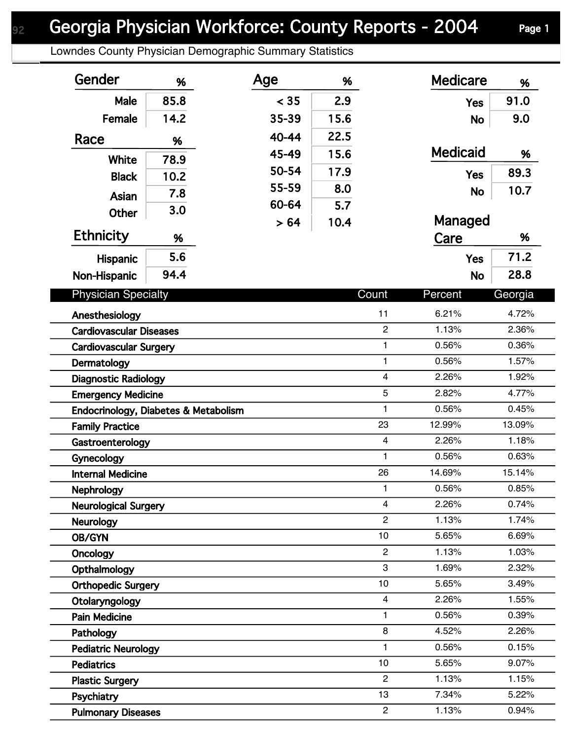# Georgia Physician Workforce: County Reports - 2004

Lowndes County Physician Demographic Summary Statistics

| Gender | % |
|---|---|
| Male | 85.8 |
| Female | 14.2 |

| Race | % |
|---|---|
| White | 78.9 |
| Black | 10.2 |
| Asian | 7.8 |
| Other | 3.0 |

| Ethnicity | % |
|---|---|
| Hispanic | 5.6 |
| Non-Hispanic | 94.4 |

| Age | % |
|---|---|
| < 35 | 2.9 |
| 35-39 | 15.6 |
| 40-44 | 22.5 |
| 45-49 | 15.6 |
| 50-54 | 17.9 |
| 55-59 | 8.0 |
| 60-64 | 5.7 |
| > 64 | 10.4 |

| Medicare | % |
|---|---|
| Yes | 91.0 |
| No | 9.0 |

| Medicaid | % |
|---|---|
| Yes | 89.3 |
| No | 10.7 |

| Managed Care | % |
|---|---|
| Yes | 71.2 |
| No | 28.8 |

| Physician Specialty | Count | Percent | Georgia |
|---|---|---|---|
| Anesthesiology | 11 | 6.21% | 4.72% |
| Cardiovascular Diseases | 2 | 1.13% | 2.36% |
| Cardiovascular Surgery | 1 | 0.56% | 0.36% |
| Dermatology | 1 | 0.56% | 1.57% |
| Diagnostic Radiology | 4 | 2.26% | 1.92% |
| Emergency Medicine | 5 | 2.82% | 4.77% |
| Endocrinology, Diabetes & Metabolism | 1 | 0.56% | 0.45% |
| Family Practice | 23 | 12.99% | 13.09% |
| Gastroenterology | 4 | 2.26% | 1.18% |
| Gynecology | 1 | 0.56% | 0.63% |
| Internal Medicine | 26 | 14.69% | 15.14% |
| Nephrology | 1 | 0.56% | 0.85% |
| Neurological Surgery | 4 | 2.26% | 0.74% |
| Neurology | 2 | 1.13% | 1.74% |
| OB/GYN | 10 | 5.65% | 6.69% |
| Oncology | 2 | 1.13% | 1.03% |
| Opthalmology | 3 | 1.69% | 2.32% |
| Orthopedic Surgery | 10 | 5.65% | 3.49% |
| Otolaryngology | 4 | 2.26% | 1.55% |
| Pain Medicine | 1 | 0.56% | 0.39% |
| Pathology | 8 | 4.52% | 2.26% |
| Pediatric Neurology | 1 | 0.56% | 0.15% |
| Pediatrics | 10 | 5.65% | 9.07% |
| Plastic Surgery | 2 | 1.13% | 1.15% |
| Psychiatry | 13 | 7.34% | 5.22% |
| Pulmonary Diseases | 2 | 1.13% | 0.94% |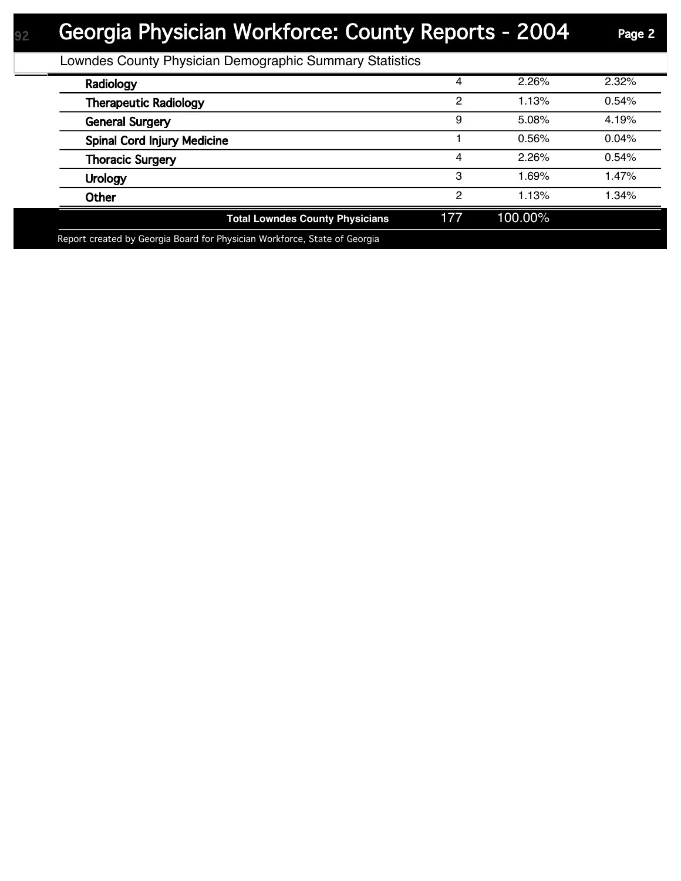## Lowndes County Physician Demographic Summary Statistics

| | | | |
|---|---|---|---|
| **Radiology** | 4 | 2.26% | 2.32% |
| **Therapeutic Radiology** | 2 | 1.13% | 0.54% |
| **General Surgery** | 9 | 5.08% | 4.19% |
| **Spinal Cord Injury Medicine** | 1 | 0.56% | 0.04% |
| **Thoracic Surgery** | 4 | 2.26% | 0.54% |
| **Urology** | 3 | 1.69% | 1.47% |
| **Other** | 2 | 1.13% | 1.34% |
| **Total Lowndes County Physicians** | 177 | 100.00% | |

Report created by Georgia Board for Physician Workforce, State of Georgia